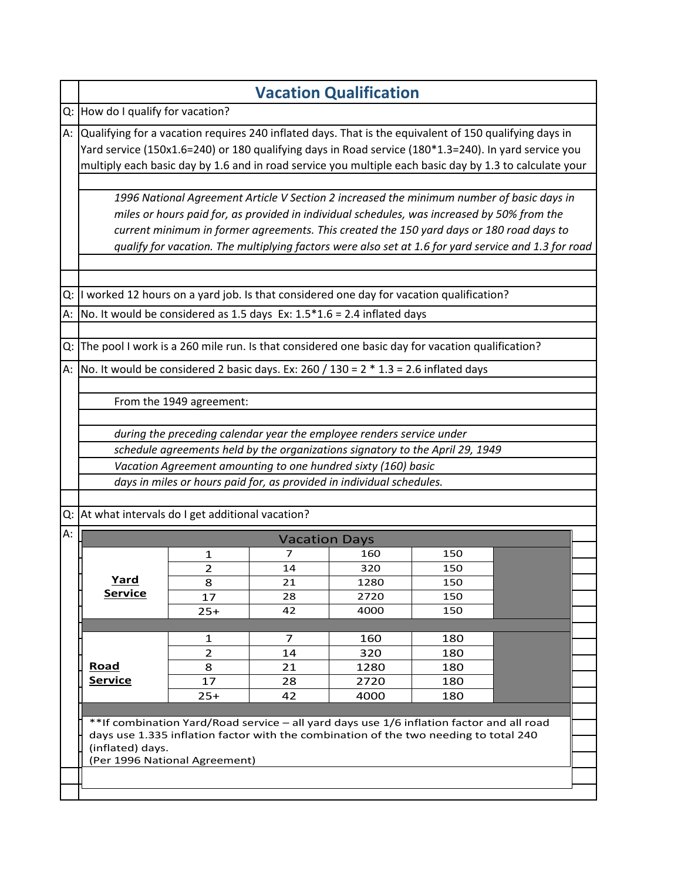# Vacation Qualification

Q: How do I qualify for vacation?

A: Qualifying for a vacation requires 240 inflated days. That is the equivalent of 150 qualifying days in Yard service (150x1.6=240) or 180 qualifying days in Road service (180*1.3=240). In yard service you multiply each basic day by 1.6 and in road service you multiple each basic day by 1.3 to calculate your

*1996 National Agreement Article V Section 2 increased the minimum number of basic days in miles or hours paid for, as provided in individual schedules, was increased by 50% from the current minimum in former agreements. This created the 150 yard days or 180 road days to qualify for vacation. The multiplying factors were also set at 1.6 for yard service and 1.3 for road*

Q: I worked 12 hours on a yard job. Is that considered one day for vacation qualification?

A: No. It would be considered as 1.5 days Ex: 1.5*1.6 = 2.4 inflated days

Q: The pool I work is a 260 mile run. Is that considered one basic day for vacation qualification?

A: No. It would be considered 2 basic days. Ex: 260 / 130 = 2 * 1.3 = 2.6 inflated days

From the 1949 agreement:

*during the preceding calendar year the employee renders service under schedule agreements held by the organizations signatory to the April 29, 1949 Vacation Agreement amounting to one hundred sixty (160) basic days in miles or hours paid for, as provided in individual schedules.*

Q: At what intervals do I get additional vacation?

A:

| Vacation Days | | | | | |
|---|---|---|---|---|---|
| **Yard Service** | 1 | 7 | 160 | 150 | |
| | 2 | 14 | 320 | 150 | |
| | 8 | 21 | 1280 | 150 | |
| | 17 | 28 | 2720 | 150 | |
| | 25+ | 42 | 4000 | 150 | |
| **Road Service** | 1 | 7 | 160 | 180 | |
| | 2 | 14 | 320 | 180 | |
| | 8 | 21 | 1280 | 180 | |
| | 17 | 28 | 2720 | 180 | |
| | 25+ | 42 | 4000 | 180 | |

**If combination Yard/Road service – all yard days use 1/6 inflation factor and all road days use 1.335 inflation factor with the combination of the two needing to total 240 (inflated) days.
(Per 1996 National Agreement)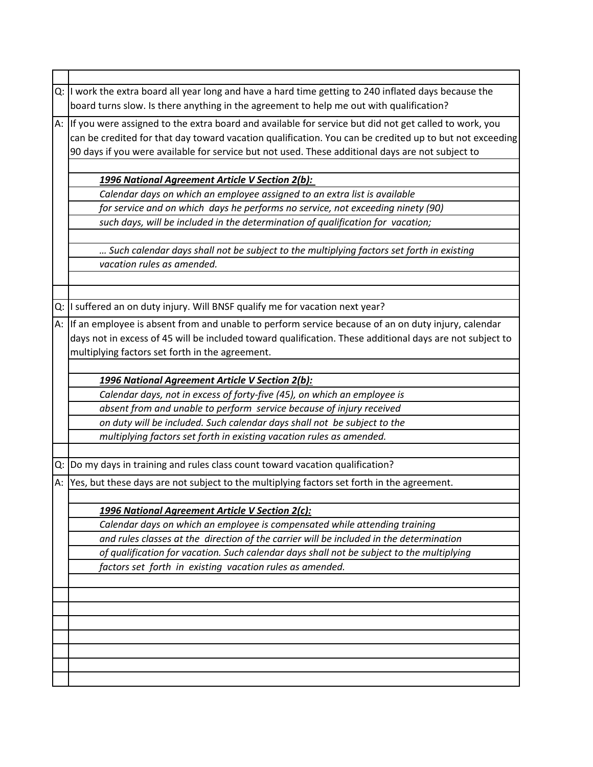Q: I work the extra board all year long and have a hard time getting to 240 inflated days because the board turns slow. Is there anything in the agreement to help me out with qualification?

A: If you were assigned to the extra board and available for service but did not get called to work, you can be credited for that day toward vacation qualification. You can be credited up to but not exceeding 90 days if you were available for service but not used. These additional days are not subject to

> ***1996 National Agreement Article V Section 2(b):***
>
> *Calendar days on which an employee assigned to an extra list is available for service and on which days he performs no service, not exceeding ninety (90) such days, will be included in the determination of qualification for vacation;*
>
> *… Such calendar days shall not be subject to the multiplying factors set forth in existing vacation rules as amended.*

Q: I suffered an on duty injury. Will BNSF qualify me for vacation next year?

A: If an employee is absent from and unable to perform service because of an on duty injury, calendar days not in excess of 45 will be included toward qualification. These additional days are not subject to multiplying factors set forth in the agreement.

> ***1996 National Agreement Article V Section 2(b):***
>
> *Calendar days, not in excess of forty-five (45), on which an employee is absent from and unable to perform service because of injury received on duty will be included. Such calendar days shall not be subject to the multiplying factors set forth in existing vacation rules as amended.*

Q: Do my days in training and rules class count toward vacation qualification?

A: Yes, but these days are not subject to the multiplying factors set forth in the agreement.

> ***1996 National Agreement Article V Section 2(c):***
>
> *Calendar days on which an employee is compensated while attending training and rules classes at the direction of the carrier will be included in the determination of qualification for vacation. Such calendar days shall not be subject to the multiplying factors set forth in existing vacation rules as amended.*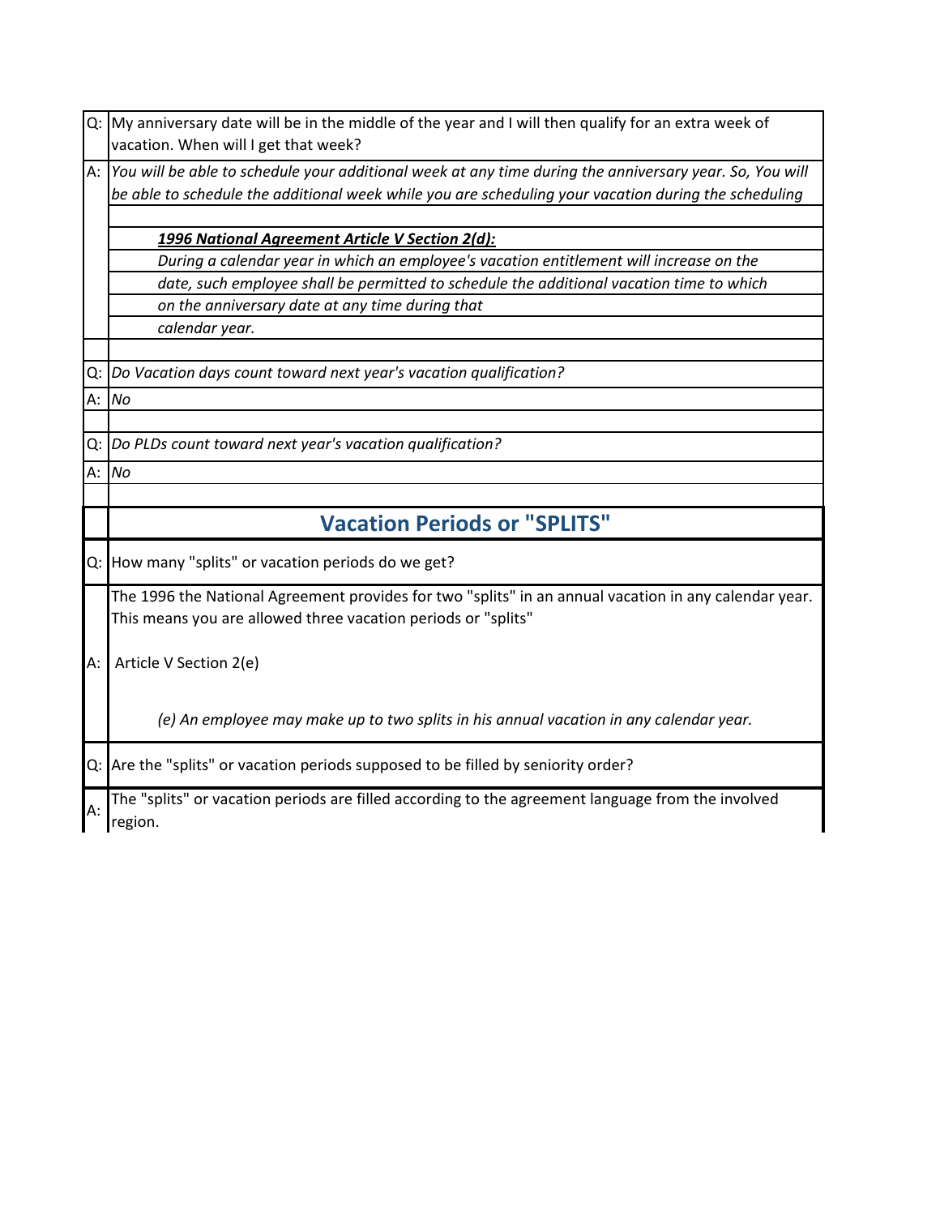**Q:** My anniversary date will be in the middle of the year and I will then qualify for an extra week of vacation. When will I get that week?

**A:** *You will be able to schedule your additional week at any time during the anniversary year. So, You will be able to schedule the additional week while you are scheduling your vacation during the scheduling*

> ***1996 National Agreement Article V Section 2(d):***
>
> *During a calendar year in which an employee's vacation entitlement will increase on the*
> *date, such employee shall be permitted to schedule the additional vacation time to which*
> *on the anniversary date at any time during that*
> *calendar year.*

**Q:** *Do Vacation days count toward next year's vacation qualification?*

**A:** *No*

**Q:** *Do PLDs count toward next year's vacation qualification?*

**A:** *No*

## Vacation Periods or "SPLITS"

**Q:** How many "splits" or vacation periods do we get?

**A:** The 1996 the National Agreement provides for two "splits" in an annual vacation in any calendar year. This means you are allowed three vacation periods or "splits"

Article V Section 2(e)

> *(e) An employee may make up to two splits in his annual vacation in any calendar year.*

**Q:** Are the "splits" or vacation periods supposed to be filled by seniority order?

**A:** The "splits" or vacation periods are filled according to the agreement language from the involved region.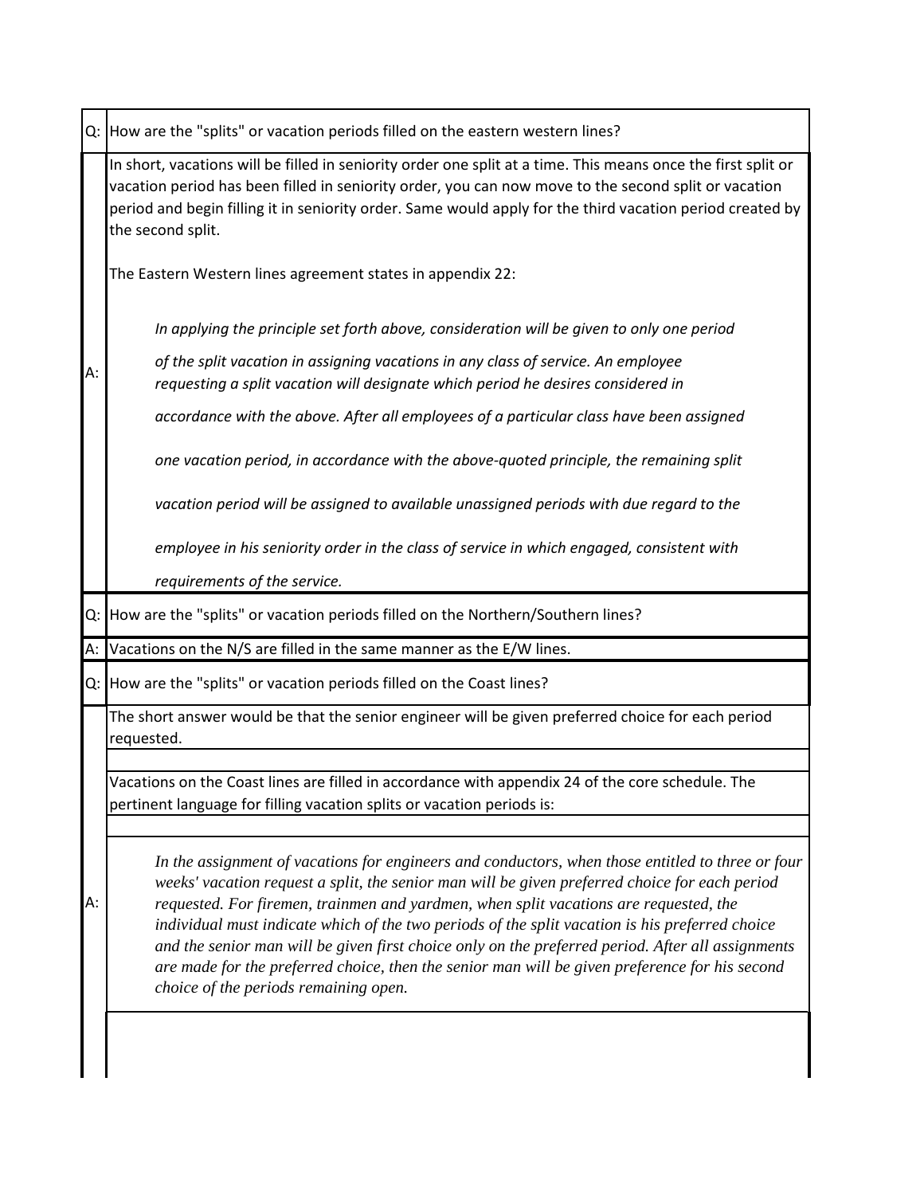| | |
|---|---|
| Q: | How are the "splits" or vacation periods filled on the eastern western lines? |
| A: | In short, vacations will be filled in seniority order one split at a time. This means once the first split or vacation period has been filled in seniority order, you can now move to the second split or vacation period and begin filling it in seniority order. Same would apply for the third vacation period created by the second split.<br><br>The Eastern Western lines agreement states in appendix 22:<br><br>*In applying the principle set forth above, consideration will be given to only one period of the split vacation in assigning vacations in any class of service. An employee requesting a split vacation will designate which period he desires considered in accordance with the above. After all employees of a particular class have been assigned one vacation period, in accordance with the above-quoted principle, the remaining split vacation period will be assigned to available unassigned periods with due regard to the employee in his seniority order in the class of service in which engaged, consistent with requirements of the service.* |
| Q: | How are the "splits" or vacation periods filled on the Northern/Southern lines? |
| A: | Vacations on the N/S are filled in the same manner as the E/W lines. |
| Q: | How are the "splits" or vacation periods filled on the Coast lines? |
| A: | The short answer would be that the senior engineer will be given preferred choice for each period requested.<br><br>Vacations on the Coast lines are filled in accordance with appendix 24 of the core schedule. The pertinent language for filling vacation splits or vacation periods is:<br><br>*In the assignment of vacations for engineers and conductors, when those entitled to three or four weeks' vacation request a split, the senior man will be given preferred choice for each period requested. For firemen, trainmen and yardmen, when split vacations are requested, the individual must indicate which of the two periods of the split vacation is his preferred choice and the senior man will be given first choice only on the preferred period. After all assignments are made for the preferred choice, then the senior man will be given preference for his second choice of the periods remaining open.* |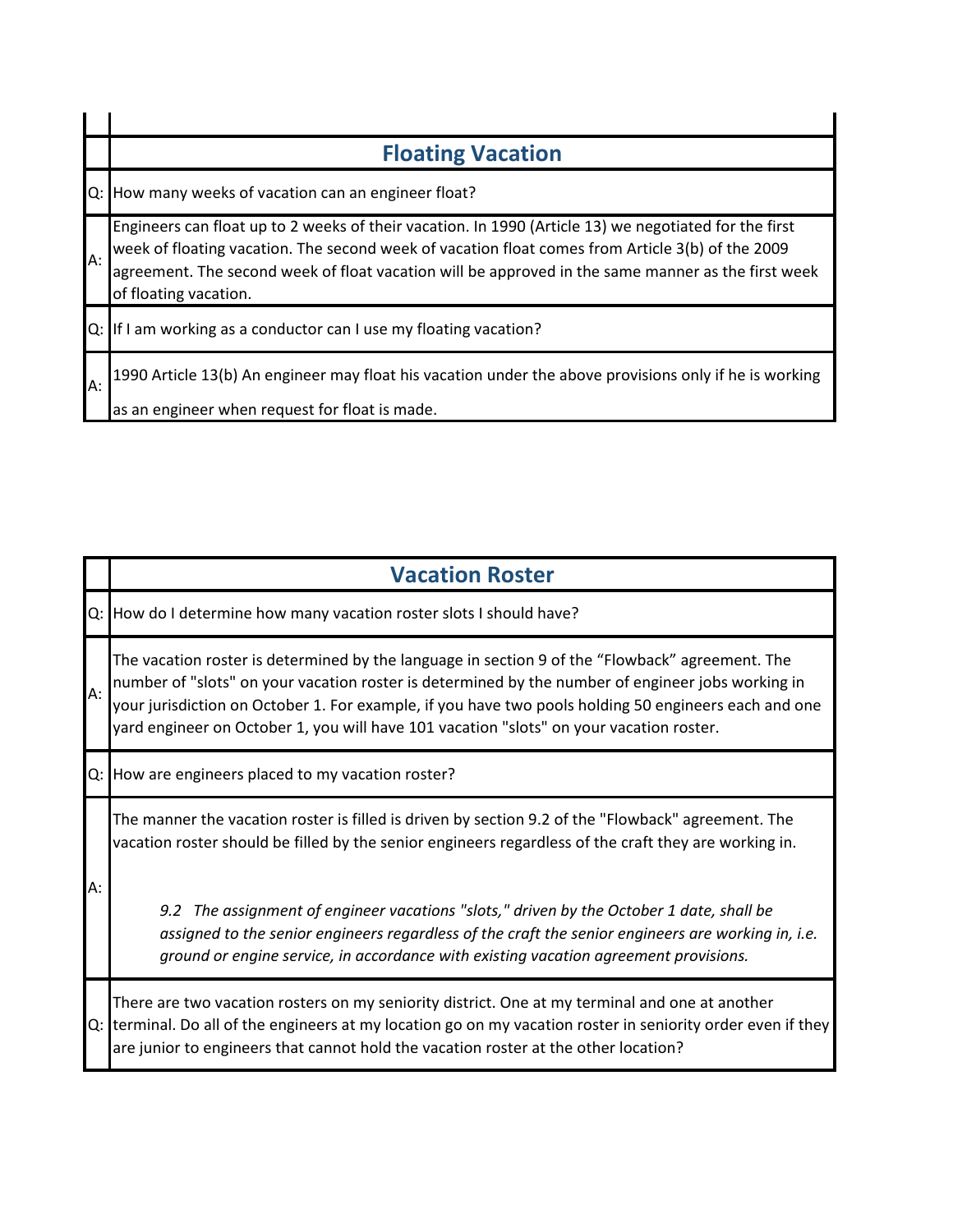## Floating Vacation

| | |
|---|---|
| Q: | How many weeks of vacation can an engineer float? |
| A: | Engineers can float up to 2 weeks of their vacation. In 1990 (Article 13) we negotiated for the first week of floating vacation. The second week of vacation float comes from Article 3(b) of the 2009 agreement. The second week of float vacation will be approved in the same manner as the first week of floating vacation. |
| Q: | If I am working as a conductor can I use my floating vacation? |
| A: | 1990 Article 13(b) An engineer may float his vacation under the above provisions only if he is working as an engineer when request for float is made. |

## Vacation Roster

| | |
|---|---|
| Q: | How do I determine how many vacation roster slots I should have? |
| A: | The vacation roster is determined by the language in section 9 of the "Flowback" agreement. The number of "slots" on your vacation roster is determined by the number of engineer jobs working in your jurisdiction on October 1. For example, if you have two pools holding 50 engineers each and one yard engineer on October 1, you will have 101 vacation "slots" on your vacation roster. |
| Q: | How are engineers placed to my vacation roster? |
| A: | The manner the vacation roster is filled is driven by section 9.2 of the "Flowback" agreement. The vacation roster should be filled by the senior engineers regardless of the craft they are working in. <br><br> *9.2 The assignment of engineer vacations "slots," driven by the October 1 date, shall be assigned to the senior engineers regardless of the craft the senior engineers are working in, i.e. ground or engine service, in accordance with existing vacation agreement provisions.* |
| Q: | There are two vacation rosters on my seniority district. One at my terminal and one at another terminal. Do all of the engineers at my location go on my vacation roster in seniority order even if they are junior to engineers that cannot hold the vacation roster at the other location? |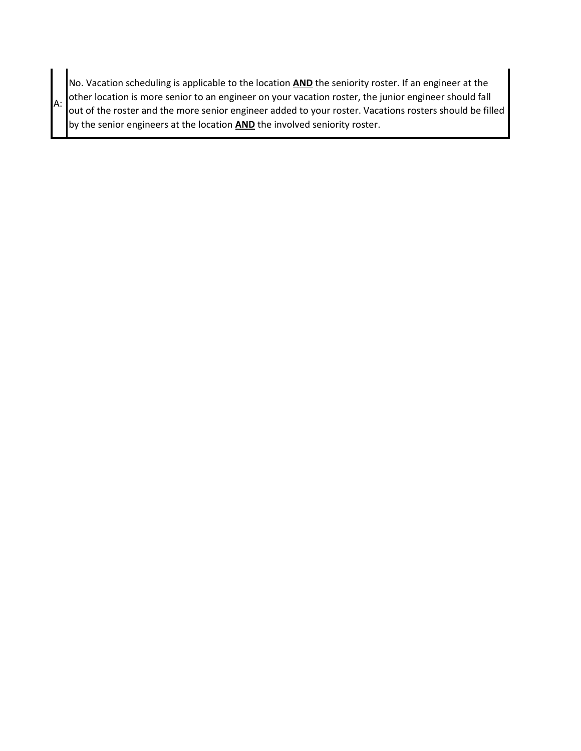| | |
|---|---|
| A: | No. Vacation scheduling is applicable to the location <u>**AND**</u> the seniority roster. If an engineer at the other location is more senior to an engineer on your vacation roster, the junior engineer should fall out of the roster and the more senior engineer added to your roster. Vacations rosters should be filled by the senior engineers at the location <u>**AND**</u> the involved seniority roster. |